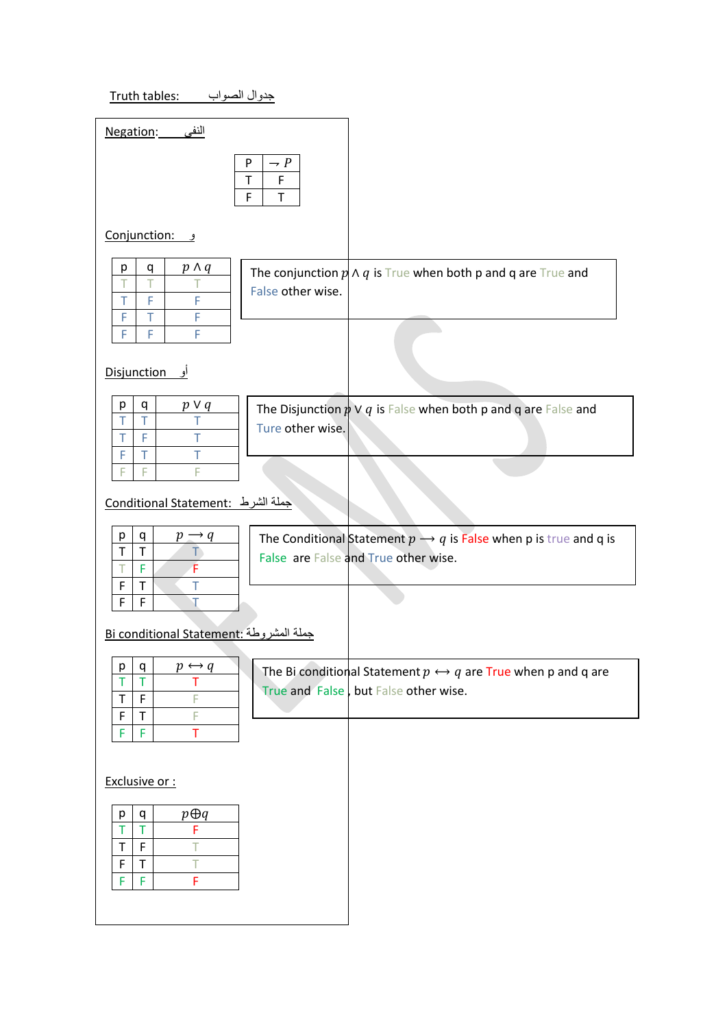Truth tables: جدول الصواب

Negation: النفي

| P | $\rightarrow P$ |
|---|---|
| T | F |
| F | T |

Conjunction: و

| p | q | $p \wedge q$ |
|---|---|---|
| T | T | T |
| T | F | F |
| F | T | F |
| F | F | F |

The conjunction $p \wedge q$ is True when both p and q are True and False other wise.

Disjunction أو

| p | q | $p \vee q$ |
|---|---|---|
| T | T | T |
| T | F | T |
| F | T | T |
| F | F | F |

The Disjunction $p \vee q$ is False when both p and q are False and Ture other wise.

Conditional Statement: جملة الشرط

| p | q | $p \longrightarrow q$ |
|---|---|---|
| T | T | T |
| T | F | F |
| F | T | T |
| F | F | T |

The Conditional Statement $p \longrightarrow q$ is False when p is true and q is False are False and True other wise.

Bi conditional Statement: جملة المشروطة

| p | q | $p \leftrightarrow q$ |
|---|---|---|
| T | T | T |
| T | F | F |
| F | T | F |
| F | F | T |

The Bi conditional Statement $p \leftrightarrow q$ are True when p and q are True and False , but False other wise.

Exclusive or :

| p | q | $p \oplus q$ |
|---|---|---|
| T | T | F |
| T | F | T |
| F | T | T |
| F | F | F |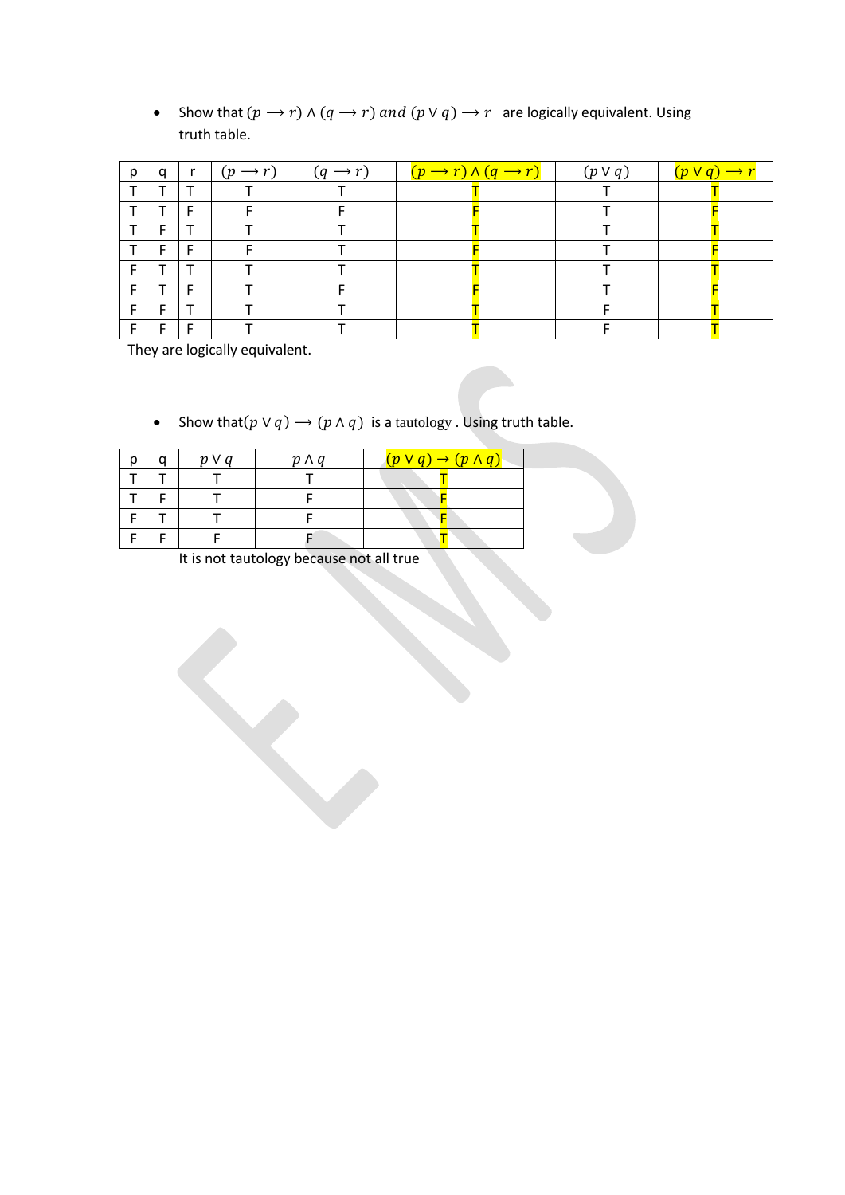- Show that $(p \longrightarrow r) \wedge (q \longrightarrow r)$ $and$ $(p \vee q) \longrightarrow r$ are logically equivalent. Using truth table.

| p | q | r | $(p \longrightarrow r)$ | $(q \longrightarrow r)$ | $(p \longrightarrow r) \wedge (q \longrightarrow r)$ | $(p \vee q)$ | $(p \vee q) \longrightarrow r$ |
|---|---|---|---|---|---|---|---|
| T | T | T | T | T | T | T | T |
| T | T | F | F | F | F | T | F |
| T | F | T | T | T | T | T | T |
| T | F | F | F | T | F | T | F |
| F | T | T | T | T | T | T | T |
| F | T | F | T | F | F | T | F |
| F | F | T | T | T | T | F | T |
| F | F | F | T | T | T | F | T |

They are logically equivalent.

- Show that$(p \vee q) \longrightarrow (p \wedge q)$ is a tautology . Using truth table.

| p | q | $p \vee q$ | $p \wedge q$ | $(p \vee q) \rightarrow (p \wedge q)$ |
|---|---|---|---|---|
| T | T | T | T | T |
| T | F | T | F | F |
| F | T | T | F | F |
| F | F | F | F | T |

It is not tautology because not all true